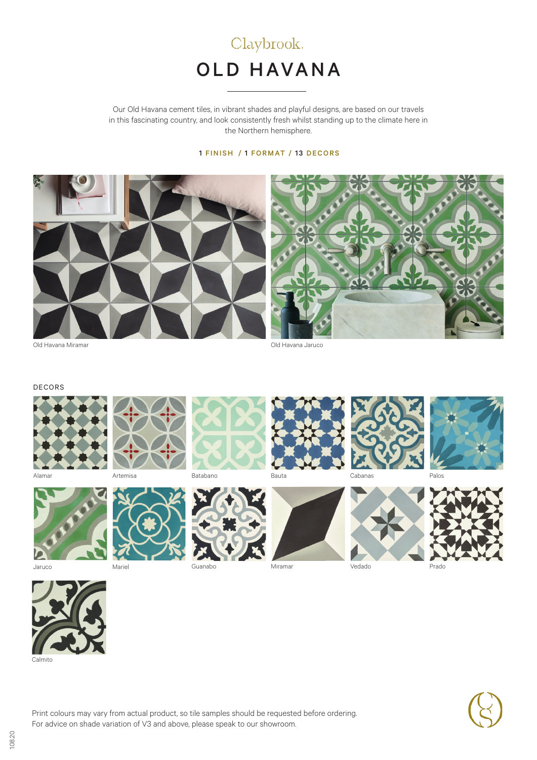Claybrook.

# OLD HAVANA

Our Old Havana cement tiles, in vibrant shades and playful designs, are based on our travels in this fascinating country, and look consistently fresh whilst standing up to the climate here in the Northern hemisphere.

**1 FINISH / 1 FORMAT / 13 DECORS**

Old Havana Miramar

Old Havana Jaruco

## DECORS

Alamar

Artemisa

Batabano

Bauta

Cabanas

Palos

Jaruco

Mariel

Guanabo

Miramar

Vedado

Prado

Calmito

Print colours may vary from actual product, so tile samples should be requested before ordering.
For advice on shade variation of V3 and above, please speak to our showroom.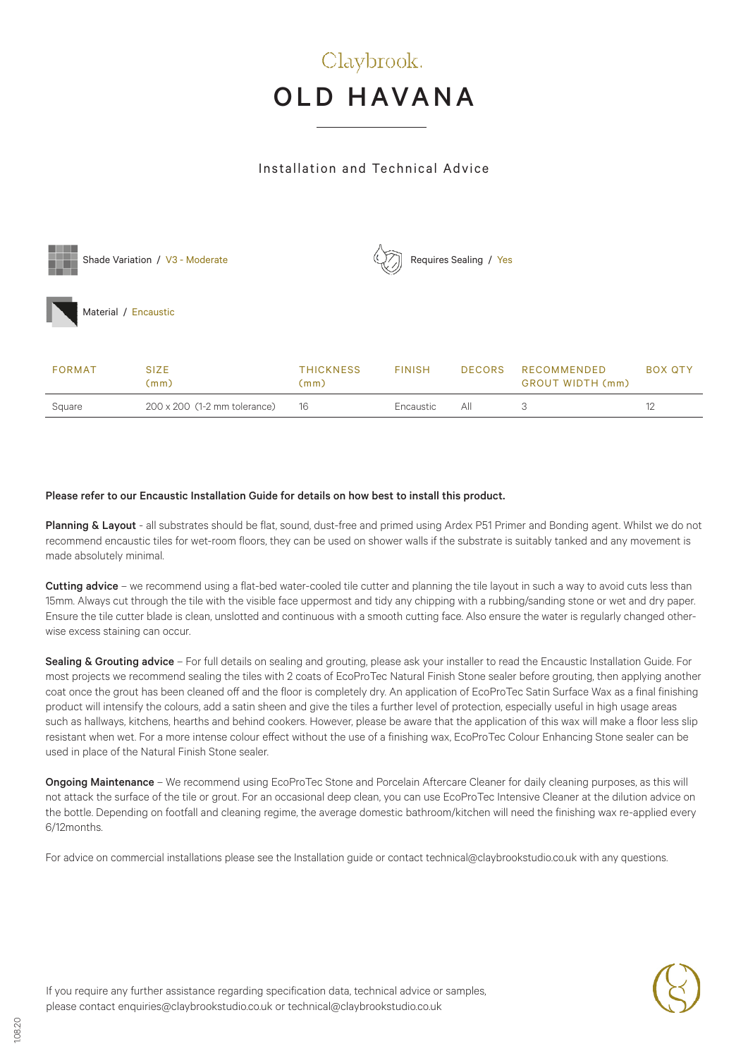Claybrook.

# OLD HAVANA

## Installation and Technical Advice

Shade Variation / V3 - Moderate

Requires Sealing / Yes

Material / Encaustic

| FORMAT | SIZE (mm) | THICKNESS (mm) | FINISH | DECORS | RECOMMENDED GROUT WIDTH (mm) | BOX QTY |
|---|---|---|---|---|---|---|
| Square | 200 x 200 (1-2 mm tolerance) | 16 | Encaustic | All | 3 | 12 |

**Please refer to our Encaustic Installation Guide for details on how best to install this product.**

**Planning & Layout** - all substrates should be flat, sound, dust-free and primed using Ardex P51 Primer and Bonding agent. Whilst we do not recommend encaustic tiles for wet-room floors, they can be used on shower walls if the substrate is suitably tanked and any movement is made absolutely minimal.

**Cutting advice** – we recommend using a flat-bed water-cooled tile cutter and planning the tile layout in such a way to avoid cuts less than 15mm. Always cut through the tile with the visible face uppermost and tidy any chipping with a rubbing/sanding stone or wet and dry paper. Ensure the tile cutter blade is clean, unslotted and continuous with a smooth cutting face. Also ensure the water is regularly changed otherwise excess staining can occur.

**Sealing & Grouting advice** – For full details on sealing and grouting, please ask your installer to read the Encaustic Installation Guide. For most projects we recommend sealing the tiles with 2 coats of EcoProTec Natural Finish Stone sealer before grouting, then applying another coat once the grout has been cleaned off and the floor is completely dry. An application of EcoProTec Satin Surface Wax as a final finishing product will intensify the colours, add a satin sheen and give the tiles a further level of protection, especially useful in high usage areas such as hallways, kitchens, hearths and behind cookers. However, please be aware that the application of this wax will make a floor less slip resistant when wet. For a more intense colour effect without the use of a finishing wax, EcoProTec Colour Enhancing Stone sealer can be used in place of the Natural Finish Stone sealer.

**Ongoing Maintenance** – We recommend using EcoProTec Stone and Porcelain Aftercare Cleaner for daily cleaning purposes, as this will not attack the surface of the tile or grout. For an occasional deep clean, you can use EcoProTec Intensive Cleaner at the dilution advice on the bottle. Depending on footfall and cleaning regime, the average domestic bathroom/kitchen will need the finishing wax re-applied every 6/12months.

For advice on commercial installations please see the Installation guide or contact technical@claybrookstudio.co.uk with any questions.

If you require any further assistance regarding specification data, technical advice or samples, please contact enquiries@claybrookstudio.co.uk or technical@claybrookstudio.co.uk

10.8.20